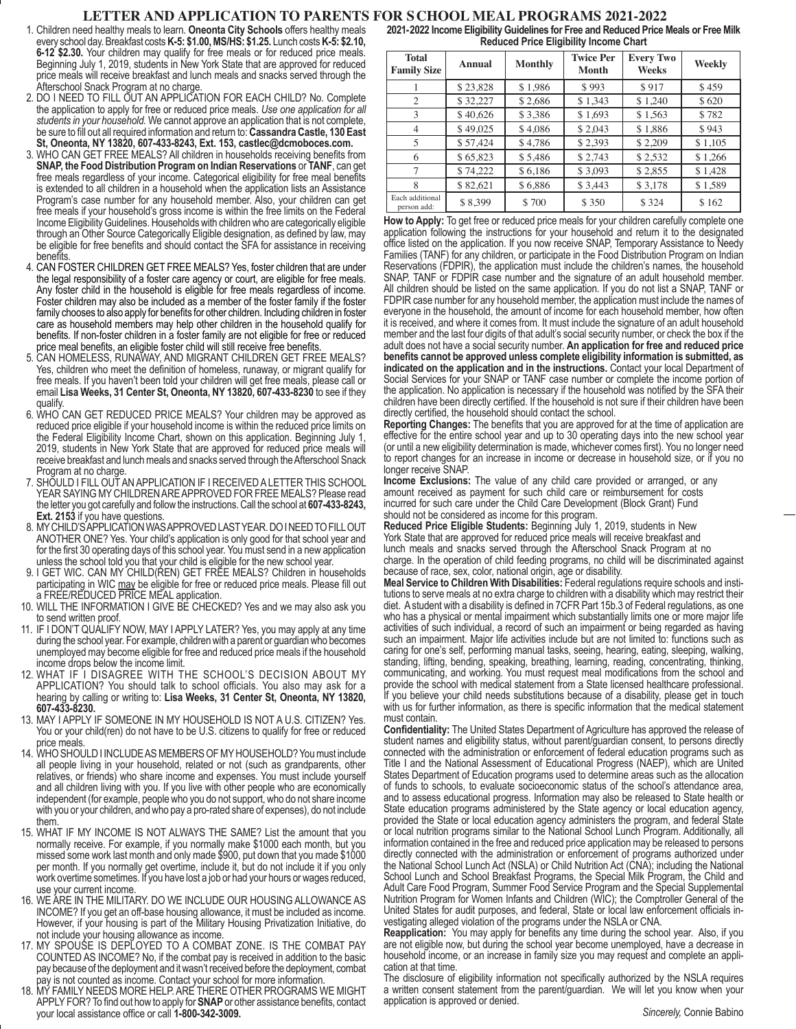# LETTER AND APPLICATION TO PARENTS FOR SCHOOL MEAL PROGRAMS 2021-2022

1. Children need healthy meals to learn. **Oneonta City Schools** offers healthy meals every school day. Breakfast costs **K-5: $1.00, MS/HS: $1.25.** Lunch costs **K-5: $2.10, 6-12 $2.30.** Your children may qualify for free meals or for reduced price meals. Beginning July 1, 2019, students in New York State that are approved for reduced price meals will receive breakfast and lunch meals and snacks served through the Afterschool Snack Program at no charge.
2. DO I NEED TO FILL OUT AN APPLICATION FOR EACH CHILD? No. Complete the application to apply for free or reduced price meals. *Use one application for all students in your household.* We cannot approve an application that is not complete, be sure to fill out all required information and return to: **Cassandra Castle, 130 East St, Oneonta, NY 13820, 607-433-8243, Ext. 153, castlec@dcmoboces.com.**
3. WHO CAN GET FREE MEALS? All children in households receiving benefits from **SNAP, the Food Distribution Program on Indian Reservations** or **TANF**, can get free meals regardless of your income. Categorical eligibility for free meal benefits is extended to all children in a household when the application lists an Assistance Program's case number for any household member. Also, your children can get free meals if your household's gross income is within the free limits on the Federal Income Eligibility Guidelines. Households with children who are categorically eligible through an Other Source Categorically Eligible designation, as defined by law, may be eligible for free benefits and should contact the SFA for assistance in receiving benefits.
4. CAN FOSTER CHILDREN GET FREE MEALS? Yes, foster children that are under the legal responsibility of a foster care agency or court, are eligible for free meals. Any foster child in the household is eligible for free meals regardless of income. Foster children may also be included as a member of the foster family if the foster family chooses to also apply for benefits for other children. Including children in foster care as household members may help other children in the household qualify for benefits. If non-foster children in a foster family are not eligible for free or reduced price meal benefits, an eligible foster child will still receive free benefits.
5. CAN HOMELESS, RUNAWAY, AND MIGRANT CHILDREN GET FREE MEALS? Yes, children who meet the definition of homeless, runaway, or migrant qualify for free meals. If you haven't been told your children will get free meals, please call or email **Lisa Weeks, 31 Center St, Oneonta, NY 13820, 607-433-8230** to see if they qualify.
6. WHO CAN GET REDUCED PRICE MEALS? Your children may be approved as reduced price eligible if your household income is within the reduced price limits on the Federal Eligibility Income Chart, shown on this application. Beginning July 1, 2019, students in New York State that are approved for reduced price meals will receive breakfast and lunch meals and snacks served through the Afterschool Snack Program at no charge.
7. SHOULD I FILL OUT AN APPLICATION IF I RECEIVED A LETTER THIS SCHOOL YEAR SAYING MY CHILDREN ARE APPROVED FOR FREE MEALS? Please read the letter you got carefully and follow the instructions. Call the school at **607-433-8243, Ext. 2153** if you have questions.
8. MY CHILD'S APPLICATION WAS APPROVED LAST YEAR. DO I NEED TO FILL OUT ANOTHER ONE? Yes. Your child's application is only good for that school year and for the first 30 operating days of this school year. You must send in a new application unless the school told you that your child is eligible for the new school year.
9. I GET WIC. CAN MY CHILD(REN) GET FREE MEALS? Children in households participating in WIC may be eligible for free or reduced price meals. Please fill out a FREE/REDUCED PRICE MEAL application.
10. WILL THE INFORMATION I GIVE BE CHECKED? Yes and we may also ask you to send written proof.
11. IF I DON'T QUALIFY NOW, MAY I APPLY LATER? Yes, you may apply at any time during the school year. For example, children with a parent or guardian who becomes unemployed may become eligible for free and reduced price meals if the household income drops below the income limit.
12. WHAT IF I DISAGREE WITH THE SCHOOL'S DECISION ABOUT MY APPLICATION? You should talk to school officials. You also may ask for a hearing by calling or writing to: **Lisa Weeks, 31 Center St, Oneonta, NY 13820, 607-433-8230.**
13. MAY I APPLY IF SOMEONE IN MY HOUSEHOLD IS NOT A U.S. CITIZEN? Yes. You or your child(ren) do not have to be U.S. citizens to qualify for free or reduced price meals.
14. WHO SHOULD I INCLUDE AS MEMBERS OF MY HOUSEHOLD? You must include all people living in your household, related or not (such as grandparents, other relatives, or friends) who share income and expenses. You must include yourself and all children living with you. If you live with other people who are economically independent (for example, people who you do not support, who do not share income with you or your children, and who pay a pro-rated share of expenses), do not include them.
15. WHAT IF MY INCOME IS NOT ALWAYS THE SAME? List the amount that you normally receive. For example, if you normally make $1000 each month, but you missed some work last month and only made $900, put down that you made $1000 per month. If you normally get overtime, include it, but do not include it if you only work overtime sometimes. If you have lost a job or had your hours or wages reduced, use your current income.
16. WE ARE IN THE MILITARY. DO WE INCLUDE OUR HOUSING ALLOWANCE AS INCOME? If you get an off-base housing allowance, it must be included as income. However, if your housing is part of the Military Housing Privatization Initiative, do not include your housing allowance as income.
17. MY SPOUSE IS DEPLOYED TO A COMBAT ZONE. IS THE COMBAT PAY COUNTED AS INCOME? No, if the combat pay is received in addition to the basic pay because of the deployment and it wasn't received before the deployment, combat pay is not counted as income. Contact your school for more information.
18. MY FAMILY NEEDS MORE HELP. ARE THERE OTHER PROGRAMS WE MIGHT APPLY FOR? To find out how to apply for **SNAP** or other assistance benefits, contact your local assistance office or call **1-800-342-3009.**

**2021-2022 Income Eligibility Guidelines for Free and Reduced Price Meals or Free Milk**
**Reduced Price Eligibility Income Chart**

| Total Family Size | Annual | Monthly | Twice Per Month | Every Two Weeks | Weekly |
|---|---|---|---|---|---|
| 1 | $ 23,828 | $ 1,986 | $ 993 | $ 917 | $ 459 |
| 2 | $ 32,227 | $ 2,686 | $ 1,343 | $ 1,240 | $ 620 |
| 3 | $ 40,626 | $ 3,386 | $ 1,693 | $ 1,563 | $ 782 |
| 4 | $ 49,025 | $ 4,086 | $ 2,043 | $ 1,886 | $ 943 |
| 5 | $ 57,424 | $ 4,786 | $ 2,393 | $ 2,209 | $ 1,105 |
| 6 | $ 65,823 | $ 5,486 | $ 2,743 | $ 2,532 | $ 1,266 |
| 7 | $ 74,222 | $ 6,186 | $ 3,093 | $ 2,855 | $ 1,428 |
| 8 | $ 82,621 | $ 6,886 | $ 3,443 | $ 3,178 | $ 1,589 |
| Each additional person add: | $ 8,399 | $ 700 | $ 350 | $ 324 | $ 162 |

**How to Apply:** To get free or reduced price meals for your children carefully complete one application following the instructions for your household and return it to the designated office listed on the application. If you now receive SNAP, Temporary Assistance to Needy Families (TANF) for any children, or participate in the Food Distribution Program on Indian Reservations (FDPIR), the application must include the children's names, the household SNAP, TANF or FDPIR case number and the signature of an adult household member. All children should be listed on the same application. If you do not list a SNAP, TANF or FDPIR case number for any household member, the application must include the names of everyone in the household, the amount of income for each household member, how often it is received, and where it comes from. It must include the signature of an adult household member and the last four digits of that adult's social security number, or check the box if the adult does not have a social security number. **An application for free and reduced price benefits cannot be approved unless complete eligibility information is submitted, as indicated on the application and in the instructions.** Contact your local Department of Social Services for your SNAP or TANF case number or complete the income portion of the application. No application is necessary if the household was notified by the SFA their children have been directly certified. If the household is not sure if their children have been directly certified, the household should contact the school.

**Reporting Changes:** The benefits that you are approved for at the time of application are effective for the entire school year and up to 30 operating days into the new school year (or until a new eligibility determination is made, whichever comes first). You no longer need to report changes for an increase in income or decrease in household size, or if you no longer receive SNAP.

**Income Exclusions:** The value of any child care provided or arranged, or any amount received as payment for such child care or reimbursement for costs incurred for such care under the Child Care Development (Block Grant) Fund should not be considered as income for this program.

**Reduced Price Eligible Students:** Beginning July 1, 2019, students in New York State that are approved for reduced price meals will receive breakfast and lunch meals and snacks served through the Afterschool Snack Program at no charge. In the operation of child feeding programs, no child will be discriminated against because of race, sex, color, national origin, age or disability.

**Meal Service to Children With Disabilities:** Federal regulations require schools and institutions to serve meals at no extra charge to children with a disability which may restrict their diet. A student with a disability is defined in 7CFR Part 15b.3 of Federal regulations, as one who has a physical or mental impairment which substantially limits one or more major life activities of such individual, a record of such an impairment or being regarded as having such an impairment. Major life activities include but are not limited to: functions such as caring for one's self, performing manual tasks, seeing, hearing, eating, sleeping, walking, standing, lifting, bending, speaking, breathing, learning, reading, concentrating, thinking, communicating, and working. You must request meal modifications from the school and provide the school with medical statement from a State licensed healthcare professional. If you believe your child needs substitutions because of a disability, please get in touch with us for further information, as there is specific information that the medical statement must contain.

**Confidentiality:** The United States Department of Agriculture has approved the release of student names and eligibility status, without parent/guardian consent, to persons directly connected with the administration or enforcement of federal education programs such as Title I and the National Assessment of Educational Progress (NAEP), which are United States Department of Education programs used to determine areas such as the allocation of funds to schools, to evaluate socioeconomic status of the school's attendance area, and to assess educational progress. Information may also be released to State health or State education programs administered by the State agency or local education agency, provided the State or local education agency administers the program, and federal State or local nutrition programs similar to the National School Lunch Program. Additionally, all information contained in the free and reduced price application may be released to persons directly connected with the administration or enforcement of programs authorized under the National School Lunch Act (NSLA) or Child Nutrition Act (CNA); including the National School Lunch and School Breakfast Programs, the Special Milk Program, the Child and Adult Care Food Program, Summer Food Service Program and the Special Supplemental Nutrition Program for Women Infants and Children (WIC); the Comptroller General of the United States for audit purposes, and federal, State or local law enforcement officials investigating alleged violation of the programs under the NSLA or CNA.

**Reapplication:** You may apply for benefits any time during the school year. Also, if you are not eligible now, but during the school year become unemployed, have a decrease in household income, or an increase in family size you may request and complete an application at that time.

The disclosure of eligibility information not specifically authorized by the NSLA requires a written consent statement from the parent/guardian. We will let you know when your application is approved or denied.

*Sincerely,* Connie Babino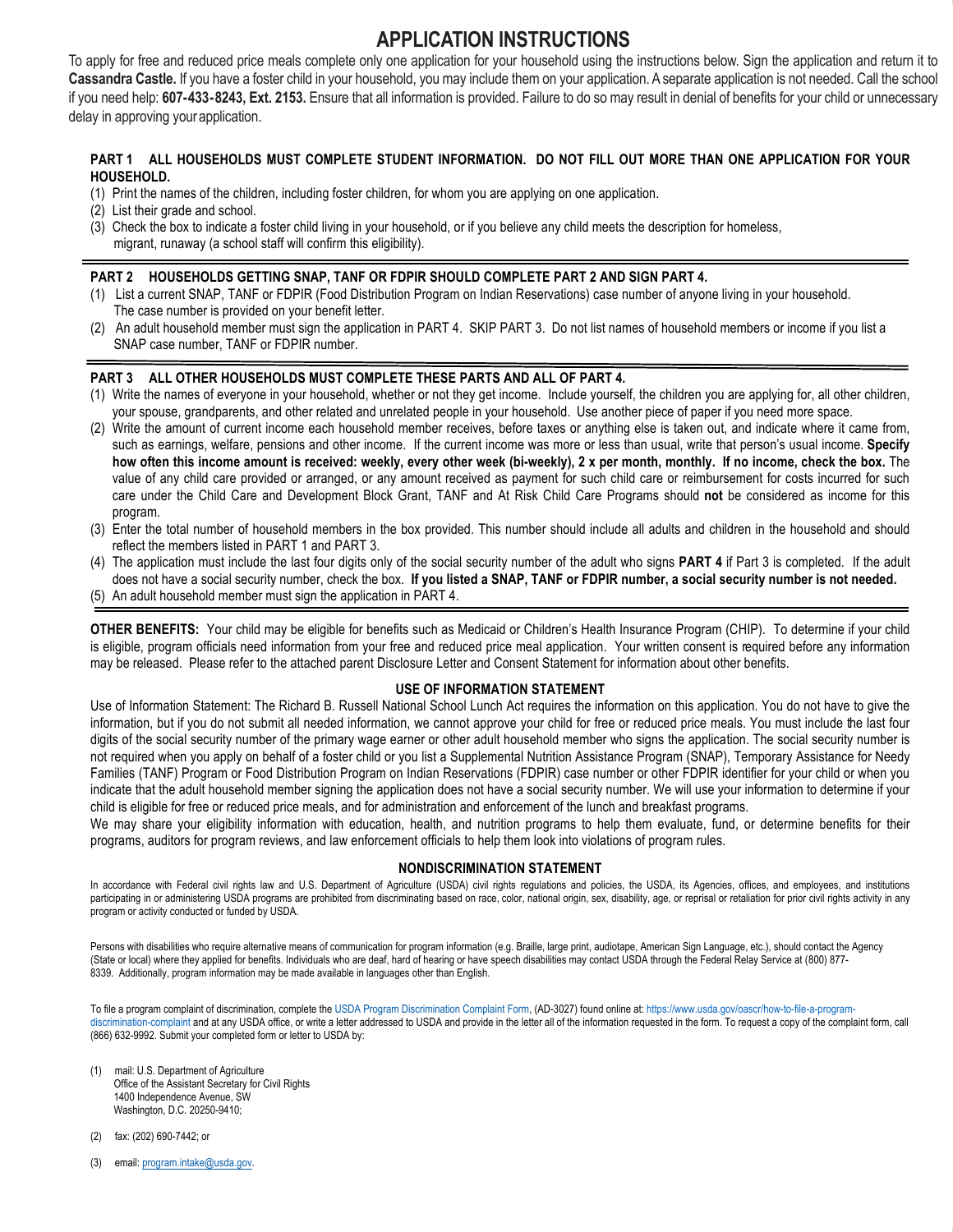# APPLICATION INSTRUCTIONS

To apply for free and reduced price meals complete only one application for your household using the instructions below. Sign the application and return it to **Cassandra Castle.** If you have a foster child in your household, you may include them on your application. A separate application is not needed. Call the school if you need help: **607-433-8243, Ext. 2153.** Ensure that all information is provided. Failure to do so may result in denial of benefits for your child or unnecessary delay in approving your application.

**PART 1 ALL HOUSEHOLDS MUST COMPLETE STUDENT INFORMATION. DO NOT FILL OUT MORE THAN ONE APPLICATION FOR YOUR HOUSEHOLD.**

(1) Print the names of the children, including foster children, for whom you are applying on one application.
(2) List their grade and school.
(3) Check the box to indicate a foster child living in your household, or if you believe any child meets the description for homeless, migrant, runaway (a school staff will confirm this eligibility).

**PART 2 HOUSEHOLDS GETTING SNAP, TANF OR FDPIR SHOULD COMPLETE PART 2 AND SIGN PART 4.**

(1) List a current SNAP, TANF or FDPIR (Food Distribution Program on Indian Reservations) case number of anyone living in your household. The case number is provided on your benefit letter.
(2) An adult household member must sign the application in PART 4. SKIP PART 3. Do not list names of household members or income if you list a SNAP case number, TANF or FDPIR number.

**PART 3 ALL OTHER HOUSEHOLDS MUST COMPLETE THESE PARTS AND ALL OF PART 4.**

(1) Write the names of everyone in your household, whether or not they get income. Include yourself, the children you are applying for, all other children, your spouse, grandparents, and other related and unrelated people in your household. Use another piece of paper if you need more space.
(2) Write the amount of current income each household member receives, before taxes or anything else is taken out, and indicate where it came from, such as earnings, welfare, pensions and other income. If the current income was more or less than usual, write that person's usual income. **Specify how often this income amount is received: weekly, every other week (bi-weekly), 2 x per month, monthly. If no income, check the box.** The value of any child care provided or arranged, or any amount received as payment for such child care or reimbursement for costs incurred for such care under the Child Care and Development Block Grant, TANF and At Risk Child Care Programs should **not** be considered as income for this program.
(3) Enter the total number of household members in the box provided. This number should include all adults and children in the household and should reflect the members listed in PART 1 and PART 3.
(4) The application must include the last four digits only of the social security number of the adult who signs **PART 4** if Part 3 is completed. If the adult does not have a social security number, check the box. **If you listed a SNAP, TANF or FDPIR number, a social security number is not needed.**
(5) An adult household member must sign the application in PART 4.

**OTHER BENEFITS:** Your child may be eligible for benefits such as Medicaid or Children's Health Insurance Program (CHIP). To determine if your child is eligible, program officials need information from your free and reduced price meal application. Your written consent is required before any information may be released. Please refer to the attached parent Disclosure Letter and Consent Statement for information about other benefits.

### USE OF INFORMATION STATEMENT

Use of Information Statement: The Richard B. Russell National School Lunch Act requires the information on this application. You do not have to give the information, but if you do not submit all needed information, we cannot approve your child for free or reduced price meals. You must include the last four digits of the social security number of the primary wage earner or other adult household member who signs the application. The social security number is not required when you apply on behalf of a foster child or you list a Supplemental Nutrition Assistance Program (SNAP), Temporary Assistance for Needy Families (TANF) Program or Food Distribution Program on Indian Reservations (FDPIR) case number or other FDPIR identifier for your child or when you indicate that the adult household member signing the application does not have a social security number. We will use your information to determine if your child is eligible for free or reduced price meals, and for administration and enforcement of the lunch and breakfast programs.

We may share your eligibility information with education, health, and nutrition programs to help them evaluate, fund, or determine benefits for their programs, auditors for program reviews, and law enforcement officials to help them look into violations of program rules.

### NONDISCRIMINATION STATEMENT

In accordance with Federal civil rights law and U.S. Department of Agriculture (USDA) civil rights regulations and policies, the USDA, its Agencies, offices, and employees, and institutions participating in or administering USDA programs are prohibited from discriminating based on race, color, national origin, sex, disability, age, or reprisal or retaliation for prior civil rights activity in any program or activity conducted or funded by USDA.

Persons with disabilities who require alternative means of communication for program information (e.g. Braille, large print, audiotape, American Sign Language, etc.), should contact the Agency (State or local) where they applied for benefits. Individuals who are deaf, hard of hearing or have speech disabilities may contact USDA through the Federal Relay Service at (800) 877-8339. Additionally, program information may be made available in languages other than English.

To file a program complaint of discrimination, complete the USDA Program Discrimination Complaint Form, (AD-3027) found online at: https://www.usda.gov/oascr/how-to-file-a-program-discrimination-complaint and at any USDA office, or write a letter addressed to USDA and provide in the letter all of the information requested in the form. To request a copy of the complaint form, call (866) 632-9992. Submit your completed form or letter to USDA by:

(1) mail: U.S. Department of Agriculture
Office of the Assistant Secretary for Civil Rights
1400 Independence Avenue, SW
Washington, D.C. 20250-9410;

(2) fax: (202) 690-7442; or

(3) email: program.intake@usda.gov.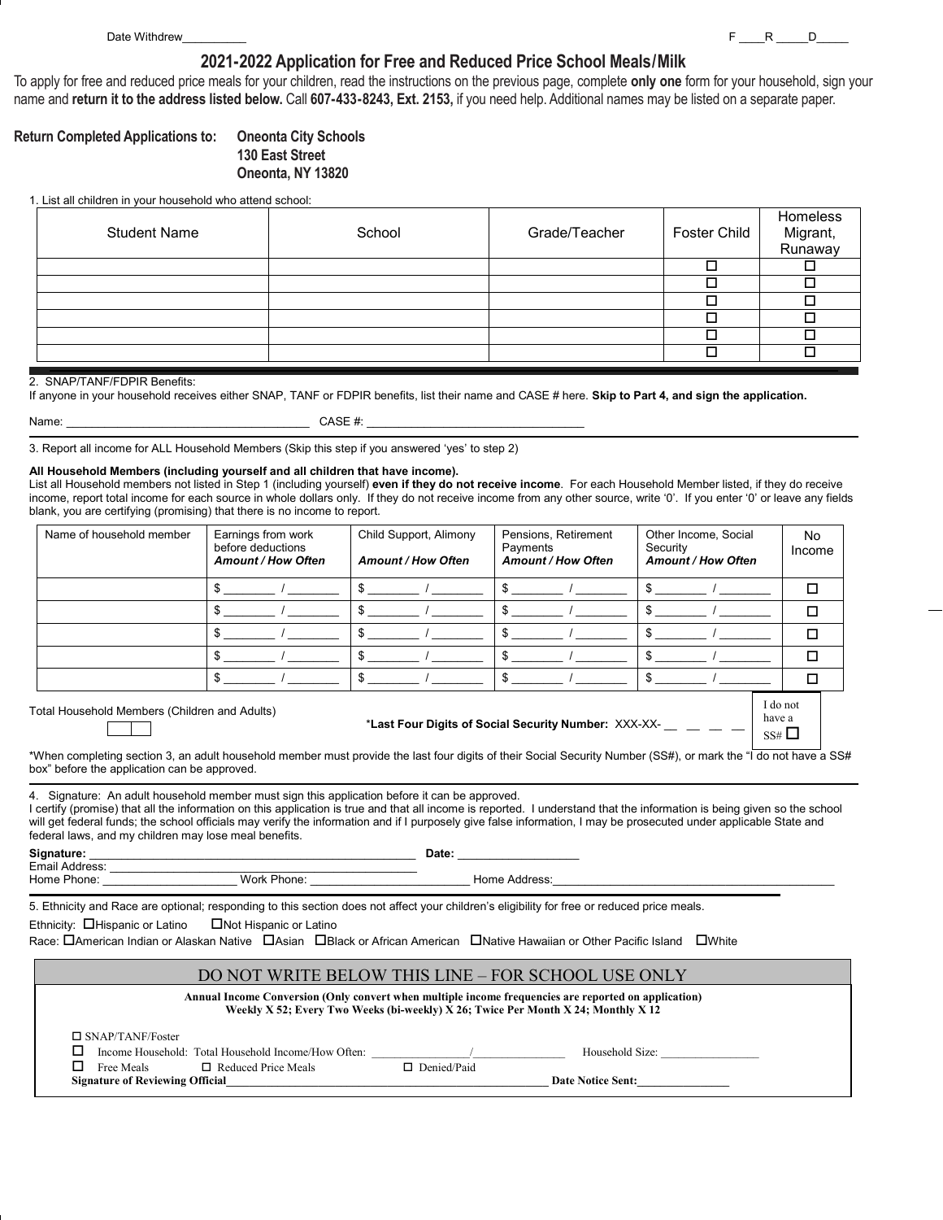Date Withdrew__________ F ____R _____D_____

# 2021-2022 Application for Free and Reduced Price School Meals/Milk

To apply for free and reduced price meals for your children, read the instructions on the previous page, complete **only one** form for your household, sign your name and **return it to the address listed below.** Call **607-433-8243, Ext. 2153,** if you need help. Additional names may be listed on a separate paper.

**Return Completed Applications to:** **Oneonta City Schools**
**130 East Street**
**Oneonta, NY 13820**

1. List all children in your household who attend school:

| Student Name | School | Grade/Teacher | Foster Child | Homeless Migrant, Runaway |
|---|---|---|---|---|
| | | | ☐ | ☐ |
| | | | ☐ | ☐ |
| | | | ☐ | ☐ |
| | | | ☐ | ☐ |
| | | | ☐ | ☐ |
| | | | ☐ | ☐ |

2. SNAP/TANF/FDPIR Benefits:
If anyone in your household receives either SNAP, TANF or FDPIR benefits, list their name and CASE # here. **Skip to Part 4, and sign the application.**

Name: ______________________________________ CASE #: __________________________________

3. Report all income for ALL Household Members (Skip this step if you answered 'yes' to step 2)

**All Household Members (including yourself and all children that have income).**
List all Household members not listed in Step 1 (including yourself) **even if they do not receive income**. For each Household Member listed, if they do receive income, report total income for each source in whole dollars only. If they do not receive income from any other source, write '0'. If you enter '0' or leave any fields blank, you are certifying (promising) that there is no income to report.

| Name of household member | Earnings from work before deductions ***Amount / How Often*** | Child Support, Alimony ***Amount / How Often*** | Pensions, Retirement Payments ***Amount / How Often*** | Other Income, Social Security ***Amount / How Often*** | No Income |
|---|---|---|---|---|---|
| | $ ________ / ________ | $ ________ / ________ | $ ________ / ________ | $ ________ / ________ | ☐ |
| | $ ________ / ________ | $ ________ / ________ | $ ________ / ________ | $ ________ / ________ | ☐ |
| | $ ________ / ________ | $ ________ / ________ | $ ________ / ________ | $ ________ / ________ | ☐ |
| | $ ________ / ________ | $ ________ / ________ | $ ________ / ________ | $ ________ / ________ | ☐ |
| | $ ________ / ________ | $ ________ / ________ | $ ________ / ________ | $ ________ / ________ | ☐ |

Total Household Members (Children and Adults) ☐☐

***Last Four Digits of Social Security Number:** XXX-XX- __ __ __ __ I do not have a SS# ☐

*When completing section 3, an adult household member must provide the last four digits of their Social Security Number (SS#), or mark the "I do not have a SS# box" before the application can be approved.

4. Signature: An adult household member must sign this application before it can be approved.
I certify (promise) that all the information on this application is true and that all income is reported. I understand that the information is being given so the school will get federal funds; the school officials may verify the information and if I purposely give false information, I may be prosecuted under applicable State and federal laws, and my children may lose meal benefits.

**Signature:** ___________________________________________________ **Date:** ___________________
Email Address: ___________________________________________________
Home Phone: ____________________ Work Phone: ________________________ Home Address:____________________________________________

5. Ethnicity and Race are optional; responding to this section does not affect your children's eligibility for free or reduced price meals.

Ethnicity: ☐Hispanic or Latino ☐Not Hispanic or Latino

Race: ☐American Indian or Alaskan Native ☐Asian ☐Black or African American ☐Native Hawaiian or Other Pacific Island ☐White

## DO NOT WRITE BELOW THIS LINE – FOR SCHOOL USE ONLY

**Annual Income Conversion (Only convert when multiple income frequencies are reported on application)**
**Weekly X 52; Every Two Weeks (bi-weekly) X 26; Twice Per Month X 24; Monthly X 12**

☐ SNAP/TANF/Foster
☐ Income Household: Total Household Income/How Often: ________________/________________ Household Size: ________________
☐ Free Meals ☐ Reduced Price Meals ☐ Denied/Paid
**Signature of Reviewing Official**_______________________________________________________ **Date Notice Sent:**_______________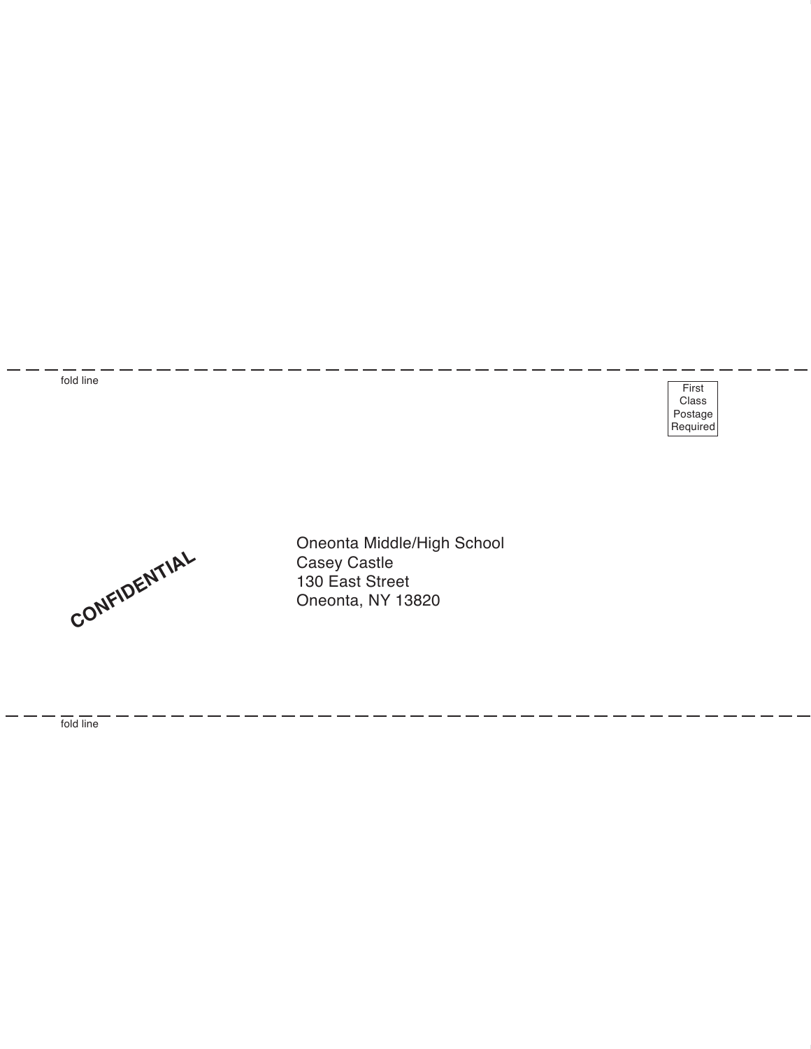fold line

First
Class
Postage
Required

CONFIDENTIAL

Oneonta Middle/High School
Casey Castle
130 East Street
Oneonta, NY 13820

fold line